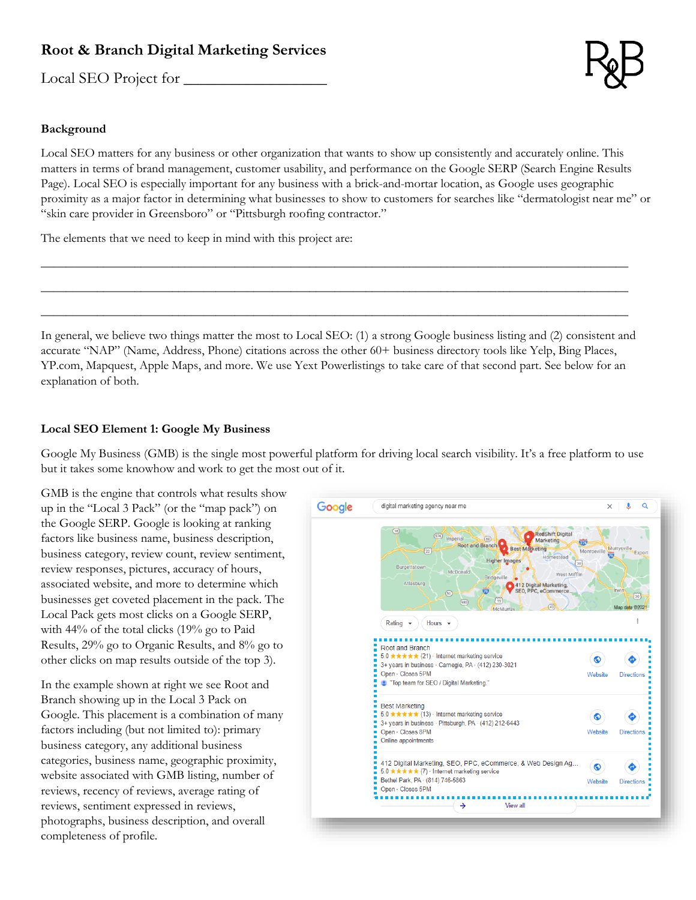# Root & Branch Digital Marketing Services

Local SEO Project for ___________________

## Background

Local SEO matters for any business or other organization that wants to show up consistently and accurately online. This matters in terms of brand management, customer usability, and performance on the Google SERP (Search Engine Results Page). Local SEO is especially important for any business with a brick-and-mortar location, as Google uses geographic proximity as a major factor in determining what businesses to show to customers for searches like "dermatologist near me" or "skin care provider in Greensboro" or "Pittsburgh roofing contractor."

The elements that we need to keep in mind with this project are:

_______________________________________________________________________________

_______________________________________________________________________________

_______________________________________________________________________________

In general, we believe two things matter the most to Local SEO: (1) a strong Google business listing and (2) consistent and accurate "NAP" (Name, Address, Phone) citations across the other 60+ business directory tools like Yelp, Bing Places, YP.com, Mapquest, Apple Maps, and more. We use Yext Powerlistings to take care of that second part. See below for an explanation of both.

## Local SEO Element 1: Google My Business

Google My Business (GMB) is the single most powerful platform for driving local search visibility. It's a free platform to use but it takes some knowhow and work to get the most out of it.

GMB is the engine that controls what results show up in the "Local 3 Pack" (or the "map pack") on the Google SERP. Google is looking at ranking factors like business name, business description, business category, review count, review sentiment, review responses, pictures, accuracy of hours, associated website, and more to determine which businesses get coveted placement in the pack. The Local Pack gets most clicks on a Google SERP, with 44% of the total clicks (19% go to Paid Results, 29% go to Organic Results, and 8% go to other clicks on map results outside of the top 3).

In the example shown at right we see Root and Branch showing up in the Local 3 Pack on Google. This placement is a combination of many factors including (but not limited to): primary business category, any additional business categories, business name, geographic proximity, website associated with GMB listing, number of reviews, recency of reviews, average rating of reviews, sentiment expressed in reviews, photographs, business description, and overall completeness of profile.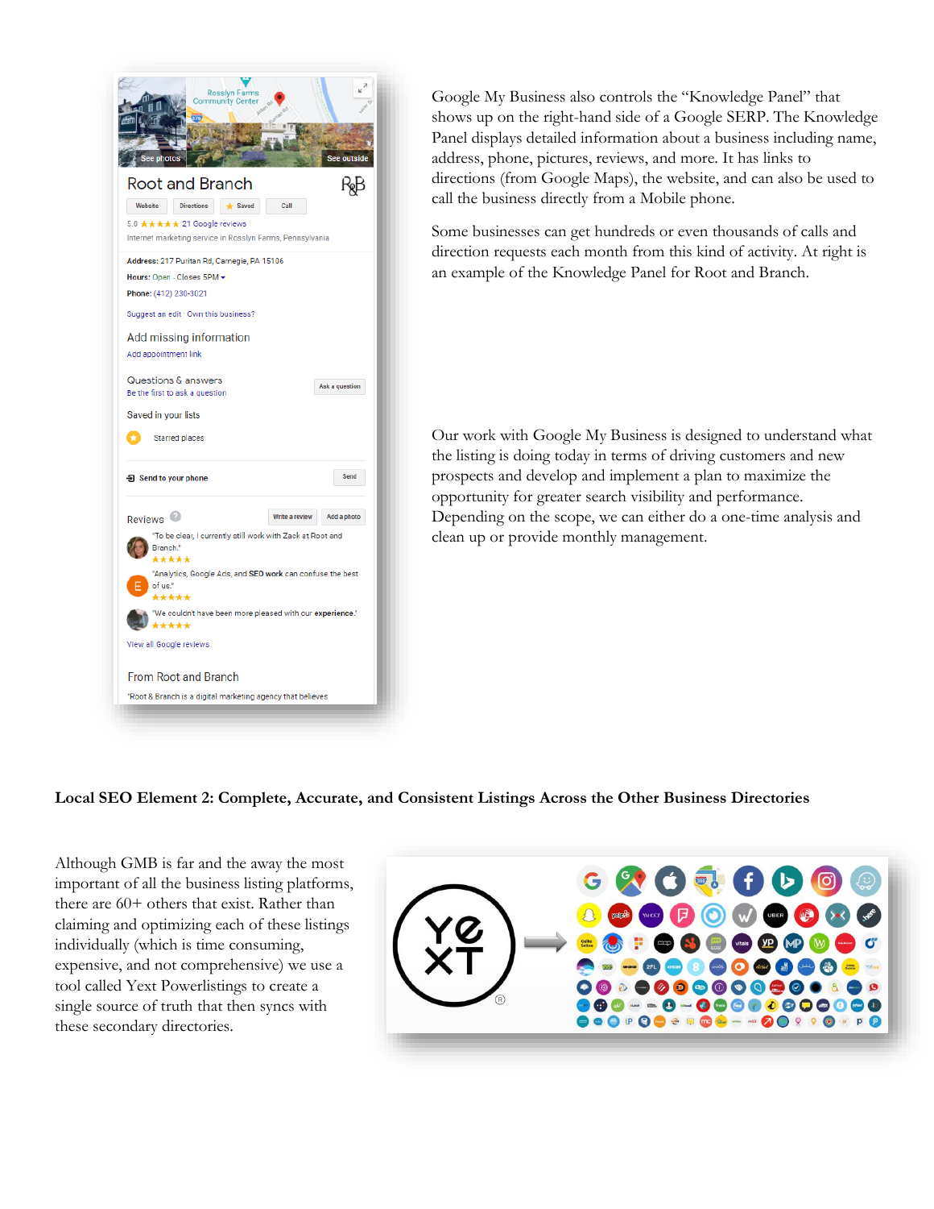Google My Business also controls the "Knowledge Panel" that shows up on the right-hand side of a Google SERP. The Knowledge Panel displays detailed information about a business including name, address, phone, pictures, reviews, and more. It has links to directions (from Google Maps), the website, and can also be used to call the business directly from a Mobile phone.

Some businesses can get hundreds or even thousands of calls and direction requests each month from this kind of activity. At right is an example of the Knowledge Panel for Root and Branch.

Our work with Google My Business is designed to understand what the listing is doing today in terms of driving customers and new prospects and develop and implement a plan to maximize the opportunity for greater search visibility and performance. Depending on the scope, we can either do a one-time analysis and clean up or provide monthly management.

**Local SEO Element 2: Complete, Accurate, and Consistent Listings Across the Other Business Directories**

Although GMB is far and the away the most important of all the business listing platforms, there are 60+ others that exist. Rather than claiming and optimizing each of these listings individually (which is time consuming, expensive, and not comprehensive) we use a tool called Yext Powerlistings to create a single source of truth that then syncs with these secondary directories.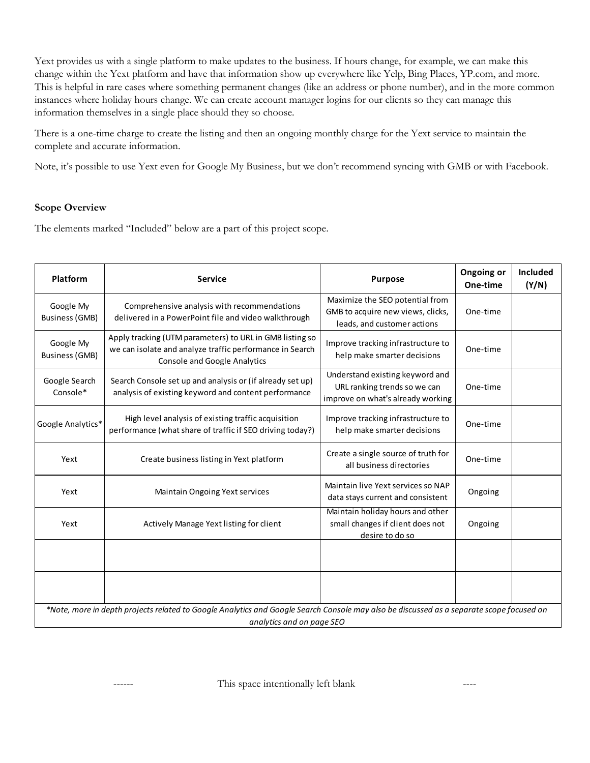Yext provides us with a single platform to make updates to the business. If hours change, for example, we can make this change within the Yext platform and have that information show up everywhere like Yelp, Bing Places, YP.com, and more. This is helpful in rare cases where something permanent changes (like an address or phone number), and in the more common instances where holiday hours change. We can create account manager logins for our clients so they can manage this information themselves in a single place should they so choose.

There is a one-time charge to create the listing and then an ongoing monthly charge for the Yext service to maintain the complete and accurate information.

Note, it's possible to use Yext even for Google My Business, but we don't recommend syncing with GMB or with Facebook.

**Scope Overview**

The elements marked "Included" below are a part of this project scope.

| Platform | Service | Purpose | Ongoing or One-time | Included (Y/N) |
|---|---|---|---|---|
| Google My Business (GMB) | Comprehensive analysis with recommendations delivered in a PowerPoint file and video walkthrough | Maximize the SEO potential from GMB to acquire new views, clicks, leads, and customer actions | One-time | |
| Google My Business (GMB) | Apply tracking (UTM parameters) to URL in GMB listing so we can isolate and analyze traffic performance in Search Console and Google Analytics | Improve tracking infrastructure to help make smarter decisions | One-time | |
| Google Search Console* | Search Console set up and analysis or (if already set up) analysis of existing keyword and content performance | Understand existing keyword and URL ranking trends so we can improve on what's already working | One-time | |
| Google Analytics* | High level analysis of existing traffic acquisition performance (what share of traffic if SEO driving today?) | Improve tracking infrastructure to help make smarter decisions | One-time | |
| Yext | Create business listing in Yext platform | Create a single source of truth for all business directories | One-time | |
| Yext | Maintain Ongoing Yext services | Maintain live Yext services so NAP data stays current and consistent | Ongoing | |
| Yext | Actively Manage Yext listing for client | Maintain holiday hours and other small changes if client does not desire to do so | Ongoing | |
| | | | | |
| | | | | |

*\*Note, more in depth projects related to Google Analytics and Google Search Console may also be discussed as a separate scope focused on analytics and on page SEO*

------ This space intentionally left blank ----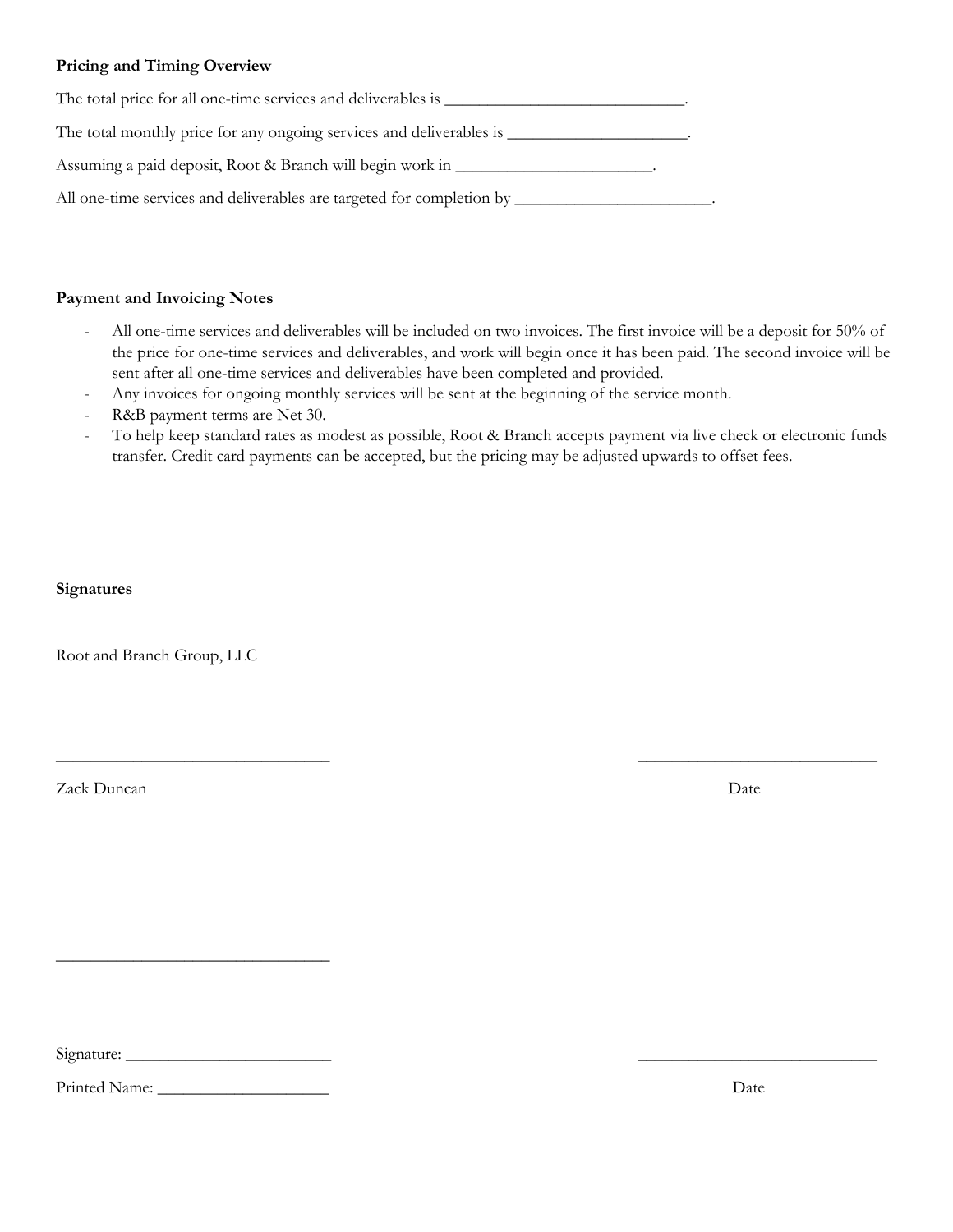**Pricing and Timing Overview**

The total price for all one-time services and deliverables is ____________________________.

The total monthly price for any ongoing services and deliverables is _____________________.

Assuming a paid deposit, Root & Branch will begin work in _______________________.

All one-time services and deliverables are targeted for completion by _______________________.

**Payment and Invoicing Notes**

- All one-time services and deliverables will be included on two invoices. The first invoice will be a deposit for 50% of the price for one-time services and deliverables, and work will begin once it has been paid. The second invoice will be sent after all one-time services and deliverables have been completed and provided.
- Any invoices for ongoing monthly services will be sent at the beginning of the service month.
- R&B payment terms are Net 30.
- To help keep standard rates as modest as possible, Root & Branch accepts payment via live check or electronic funds transfer. Credit card payments can be accepted, but the pricing may be adjusted upwards to offset fees.

**Signatures**

Root and Branch Group, LLC

_________________________________ _____________________________

Zack Duncan Date

_________________________________

Signature: _________________________ _____________________________

Printed Name: ____________________ Date